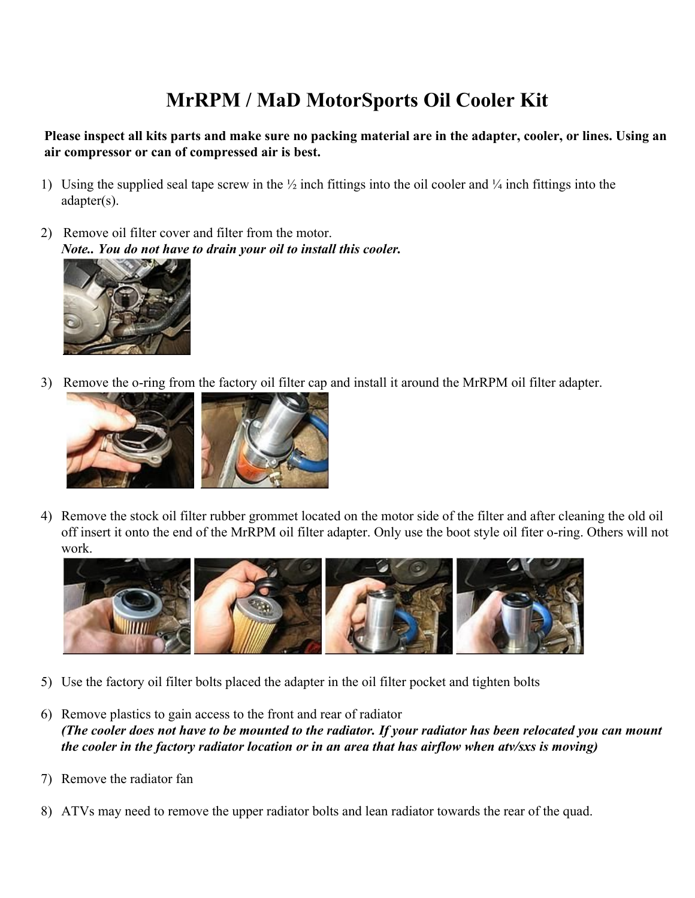# MrRPM / MaD MotorSports Oil Cooler Kit

**Please inspect all kits parts and make sure no packing material are in the adapter, cooler, or lines. Using an air compressor or can of compressed air is best.**

1) Using the supplied seal tape screw in the ½ inch fittings into the oil cooler and ¼ inch fittings into the adapter(s).

2) Remove oil filter cover and filter from the motor.
   ***Note.. You do not have to drain your oil to install this cooler.***

3) Remove the o-ring from the factory oil filter cap and install it around the MrRPM oil filter adapter.

4) Remove the stock oil filter rubber grommet located on the motor side of the filter and after cleaning the old oil off insert it onto the end of the MrRPM oil filter adapter. Only use the boot style oil fiter o-ring. Others will not work.

5) Use the factory oil filter bolts placed the adapter in the oil filter pocket and tighten bolts

6) Remove plastics to gain access to the front and rear of radiator
   ***(The cooler does not have to be mounted to the radiator. If your radiator has been relocated you can mount the cooler in the factory radiator location or in an area that has airflow when atv/sxs is moving)***

7) Remove the radiator fan

8) ATVs may need to remove the upper radiator bolts and lean radiator towards the rear of the quad.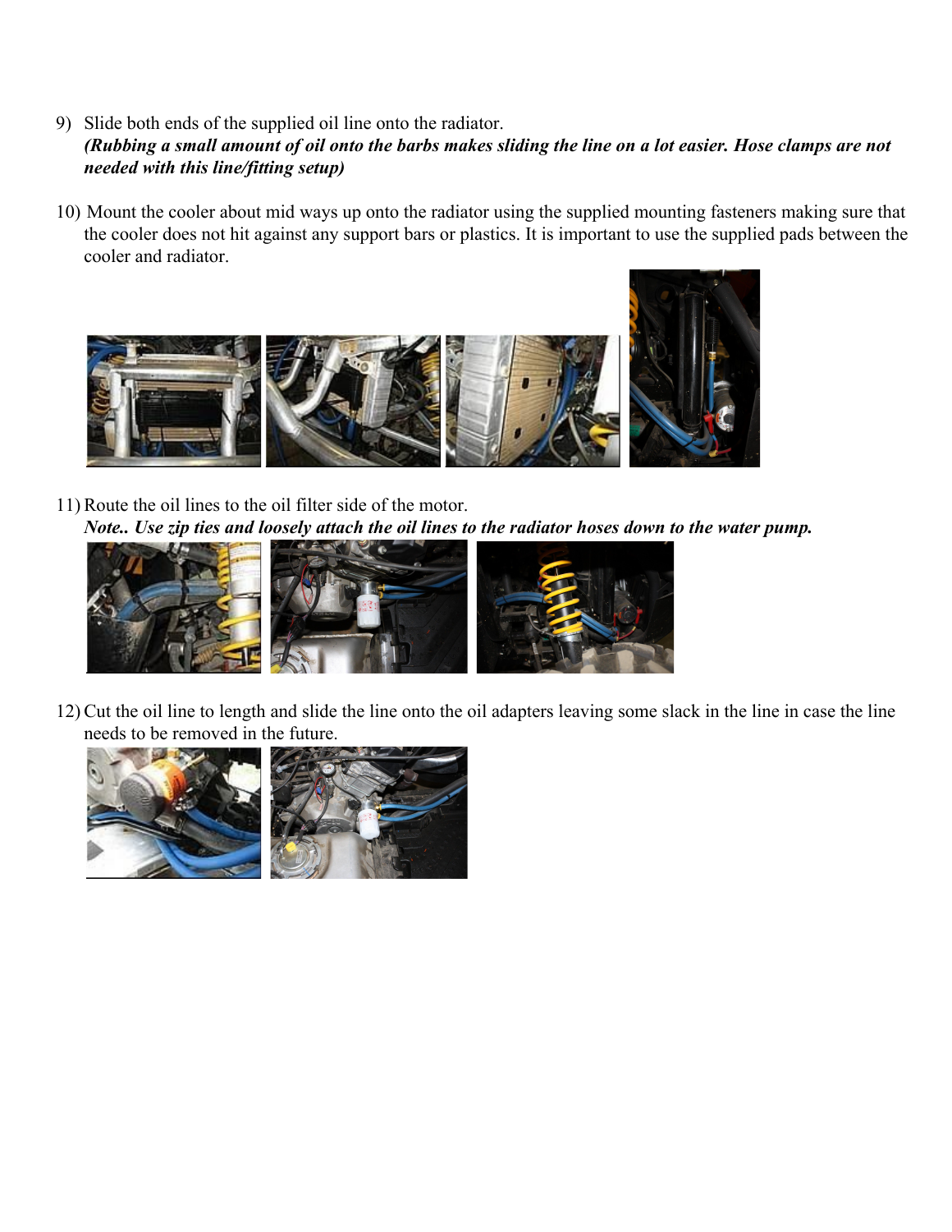9) Slide both ends of the supplied oil line onto the radiator.
   ***(Rubbing a small amount of oil onto the barbs makes sliding the line on a lot easier. Hose clamps are not needed with this line/fitting setup)***

10) Mount the cooler about mid ways up onto the radiator using the supplied mounting fasteners making sure that the cooler does not hit against any support bars or plastics. It is important to use the supplied pads between the cooler and radiator.

11) Route the oil lines to the oil filter side of the motor.
   ***Note.. Use zip ties and loosely attach the oil lines to the radiator hoses down to the water pump.***

12) Cut the oil line to length and slide the line onto the oil adapters leaving some slack in the line in case the line needs to be removed in the future.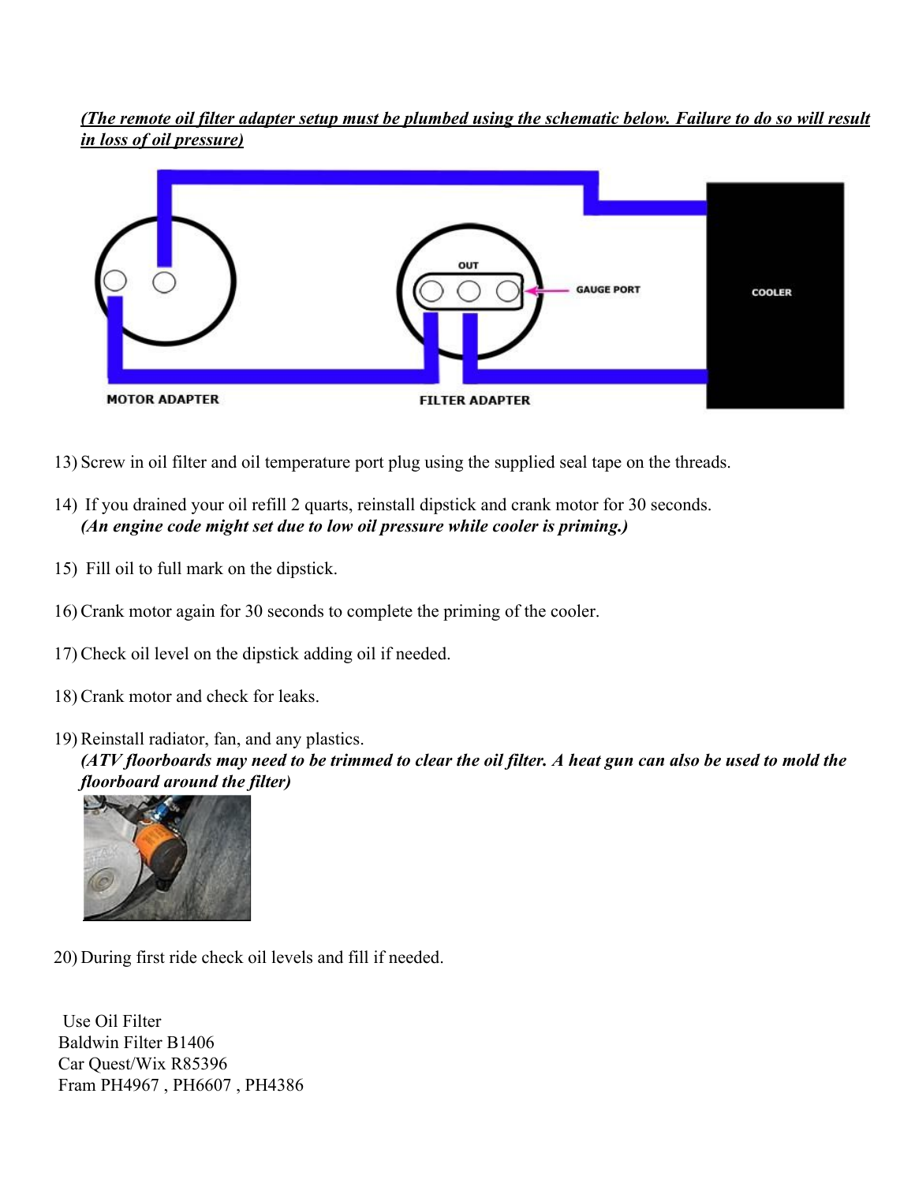***(The remote oil filter adapter setup must be plumbed using the schematic below. Failure to do so will result in loss of oil pressure)***

OUT

GAUGE PORT

COOLER

MOTOR ADAPTER

FILTER ADAPTER

13) Screw in oil filter and oil temperature port plug using the supplied seal tape on the threads.

14) If you drained your oil refill 2 quarts, reinstall dipstick and crank motor for 30 seconds.
    ***(An engine code might set due to low oil pressure while cooler is priming.)***

15) Fill oil to full mark on the dipstick.

16) Crank motor again for 30 seconds to complete the priming of the cooler.

17) Check oil level on the dipstick adding oil if needed.

18) Crank motor and check for leaks.

19) Reinstall radiator, fan, and any plastics.
    ***(ATV floorboards may need to be trimmed to clear the oil filter. A heat gun can also be used to mold the floorboard around the filter)***

20) During first ride check oil levels and fill if needed.

Use Oil Filter
Baldwin Filter B1406
Car Quest/Wix R85396
Fram PH4967 , PH6607 , PH4386